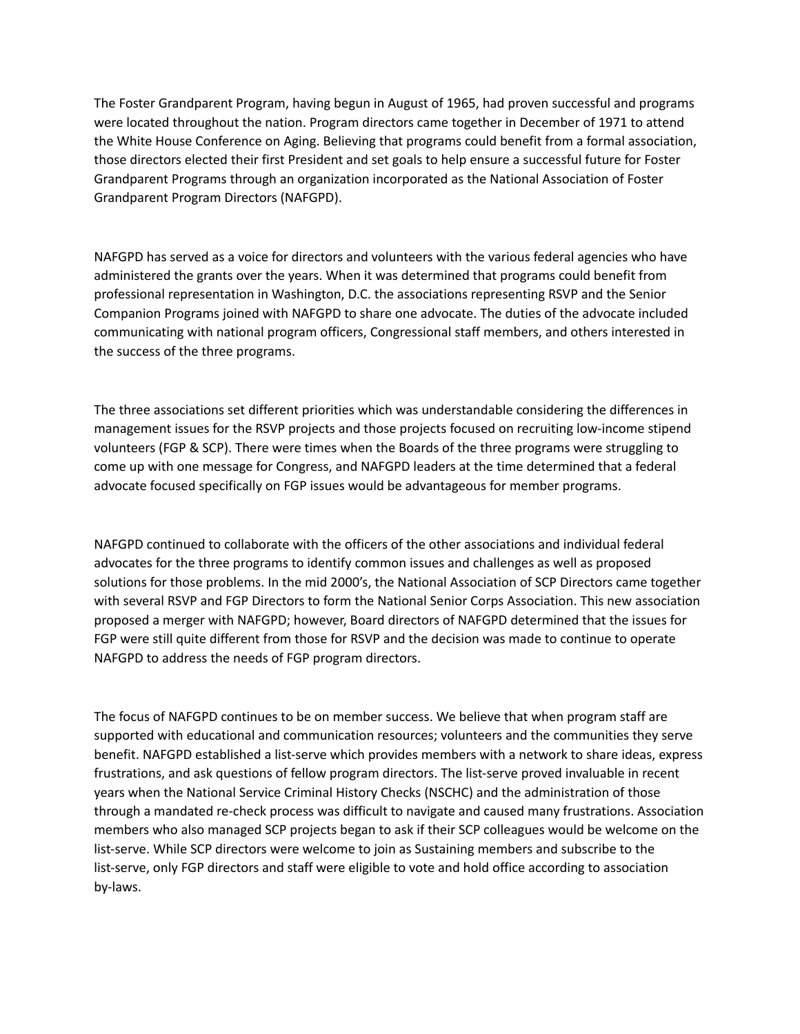The Foster Grandparent Program, having begun in August of 1965, had proven successful and programs were located throughout the nation. Program directors came together in December of 1971 to attend the White House Conference on Aging. Believing that programs could benefit from a formal association, those directors elected their first President and set goals to help ensure a successful future for Foster Grandparent Programs through an organization incorporated as the National Association of Foster Grandparent Program Directors (NAFGPD).

NAFGPD has served as a voice for directors and volunteers with the various federal agencies who have administered the grants over the years. When it was determined that programs could benefit from professional representation in Washington, D.C. the associations representing RSVP and the Senior Companion Programs joined with NAFGPD to share one advocate. The duties of the advocate included communicating with national program officers, Congressional staff members, and others interested in the success of the three programs.

The three associations set different priorities which was understandable considering the differences in management issues for the RSVP projects and those projects focused on recruiting low-income stipend volunteers (FGP & SCP). There were times when the Boards of the three programs were struggling to come up with one message for Congress, and NAFGPD leaders at the time determined that a federal advocate focused specifically on FGP issues would be advantageous for member programs.

NAFGPD continued to collaborate with the officers of the other associations and individual federal advocates for the three programs to identify common issues and challenges as well as proposed solutions for those problems. In the mid 2000's, the National Association of SCP Directors came together with several RSVP and FGP Directors to form the National Senior Corps Association. This new association proposed a merger with NAFGPD; however, Board directors of NAFGPD determined that the issues for FGP were still quite different from those for RSVP and the decision was made to continue to operate NAFGPD to address the needs of FGP program directors.

The focus of NAFGPD continues to be on member success. We believe that when program staff are supported with educational and communication resources; volunteers and the communities they serve benefit. NAFGPD established a list-serve which provides members with a network to share ideas, express frustrations, and ask questions of fellow program directors. The list-serve proved invaluable in recent years when the National Service Criminal History Checks (NSCHC) and the administration of those through a mandated re-check process was difficult to navigate and caused many frustrations. Association members who also managed SCP projects began to ask if their SCP colleagues would be welcome on the list-serve. While SCP directors were welcome to join as Sustaining members and subscribe to the list-serve, only FGP directors and staff were eligible to vote and hold office according to association by-laws.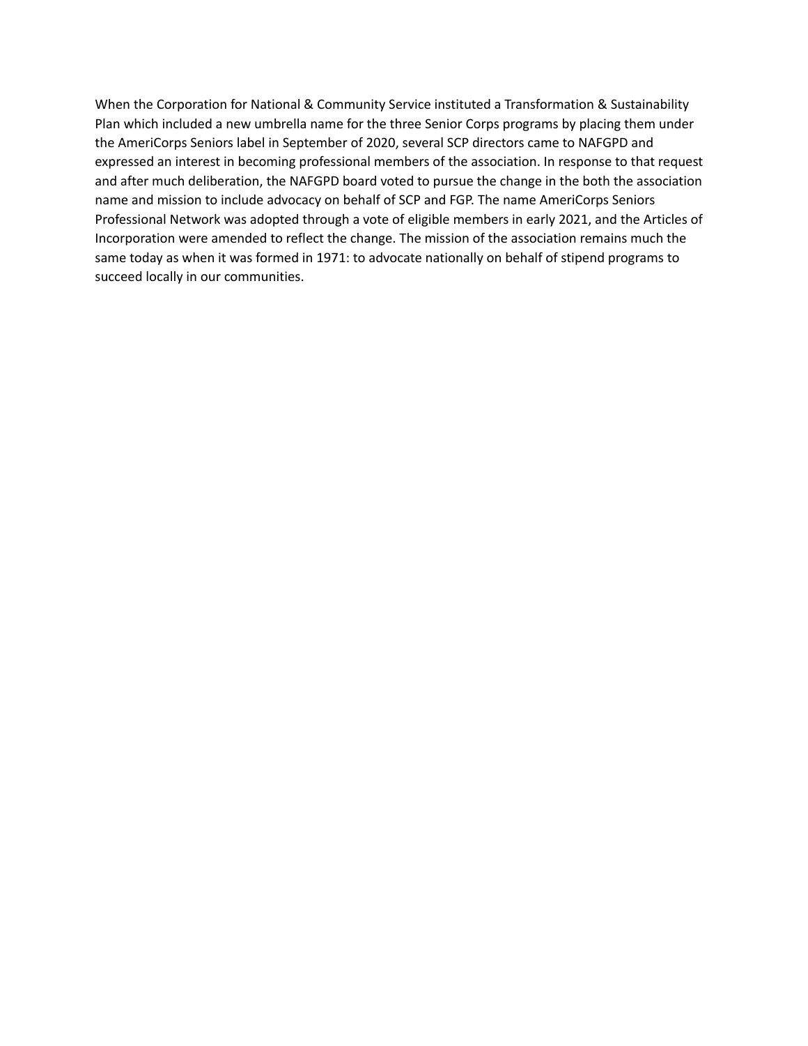When the Corporation for National & Community Service instituted a Transformation & Sustainability Plan which included a new umbrella name for the three Senior Corps programs by placing them under the AmeriCorps Seniors label in September of 2020, several SCP directors came to NAFGPD and expressed an interest in becoming professional members of the association. In response to that request and after much deliberation, the NAFGPD board voted to pursue the change in the both the association name and mission to include advocacy on behalf of SCP and FGP. The name AmeriCorps Seniors Professional Network was adopted through a vote of eligible members in early 2021, and the Articles of Incorporation were amended to reflect the change. The mission of the association remains much the same today as when it was formed in 1971: to advocate nationally on behalf of stipend programs to succeed locally in our communities.